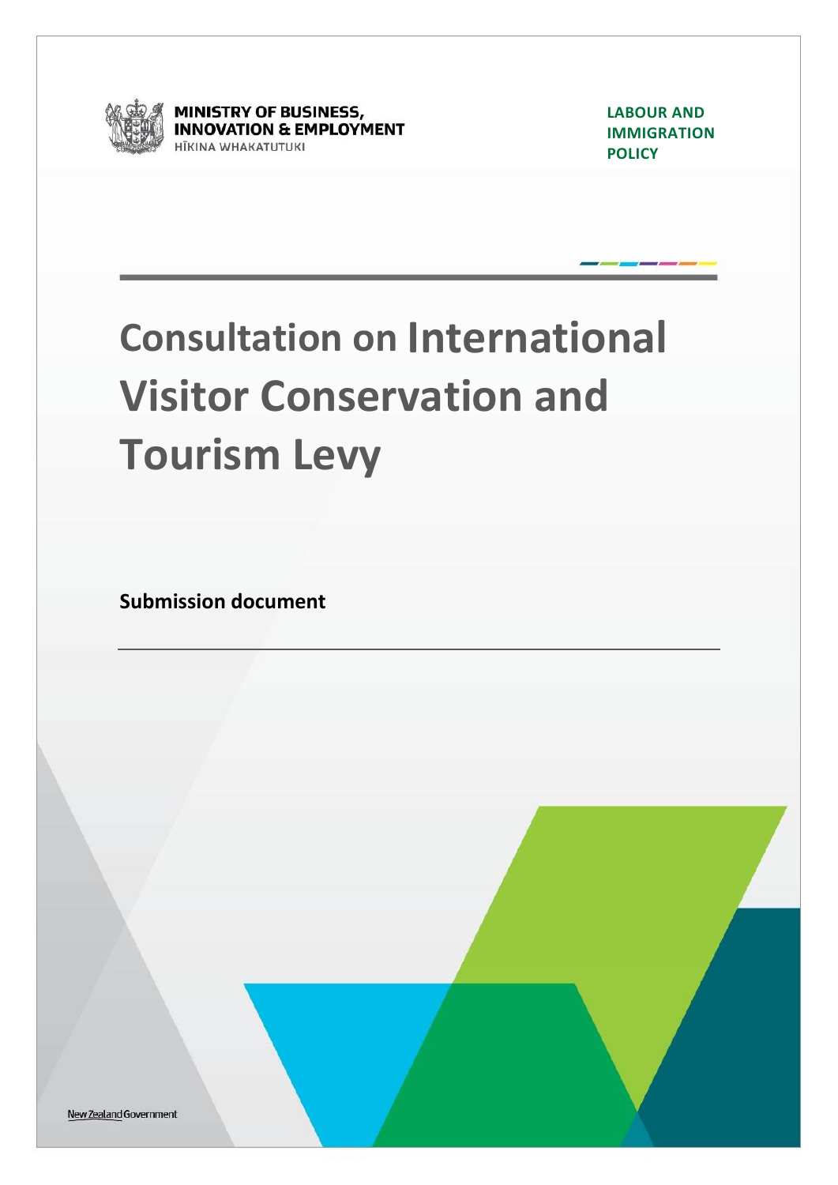MINISTRY OF BUSINESS, INNOVATION & EMPLOYMENT
HĪKINA WHAKATUTUKI

LABOUR AND IMMIGRATION POLICY

# Consultation on International Visitor Conservation and Tourism Levy

**Submission document**

New Zealand Government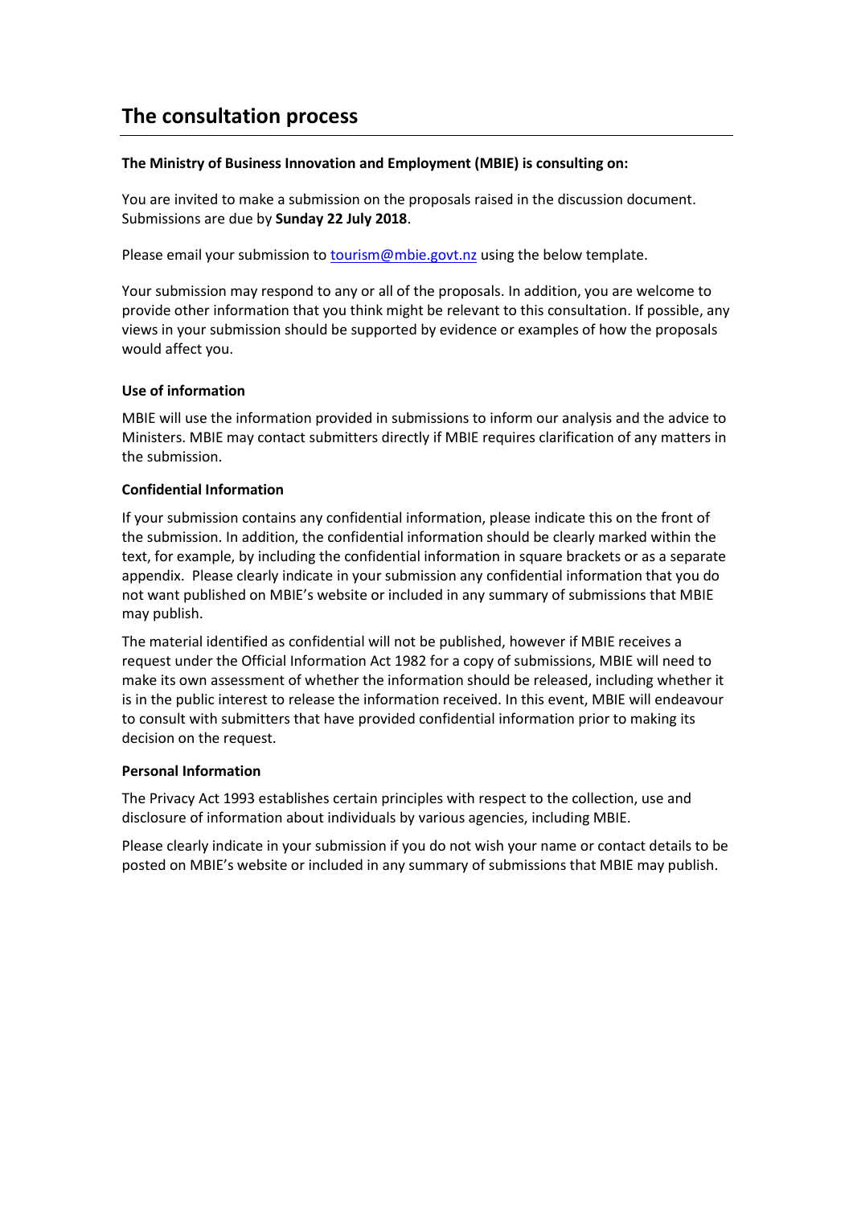# The consultation process

**The Ministry of Business Innovation and Employment (MBIE) is consulting on:**

You are invited to make a submission on the proposals raised in the discussion document. Submissions are due by **Sunday 22 July 2018**.

Please email your submission to tourism@mbie.govt.nz using the below template.

Your submission may respond to any or all of the proposals. In addition, you are welcome to provide other information that you think might be relevant to this consultation. If possible, any views in your submission should be supported by evidence or examples of how the proposals would affect you.

**Use of information**

MBIE will use the information provided in submissions to inform our analysis and the advice to Ministers. MBIE may contact submitters directly if MBIE requires clarification of any matters in the submission.

**Confidential Information**

If your submission contains any confidential information, please indicate this on the front of the submission. In addition, the confidential information should be clearly marked within the text, for example, by including the confidential information in square brackets or as a separate appendix. Please clearly indicate in your submission any confidential information that you do not want published on MBIE's website or included in any summary of submissions that MBIE may publish.

The material identified as confidential will not be published, however if MBIE receives a request under the Official Information Act 1982 for a copy of submissions, MBIE will need to make its own assessment of whether the information should be released, including whether it is in the public interest to release the information received. In this event, MBIE will endeavour to consult with submitters that have provided confidential information prior to making its decision on the request.

**Personal Information**

The Privacy Act 1993 establishes certain principles with respect to the collection, use and disclosure of information about individuals by various agencies, including MBIE.

Please clearly indicate in your submission if you do not wish your name or contact details to be posted on MBIE's website or included in any summary of submissions that MBIE may publish.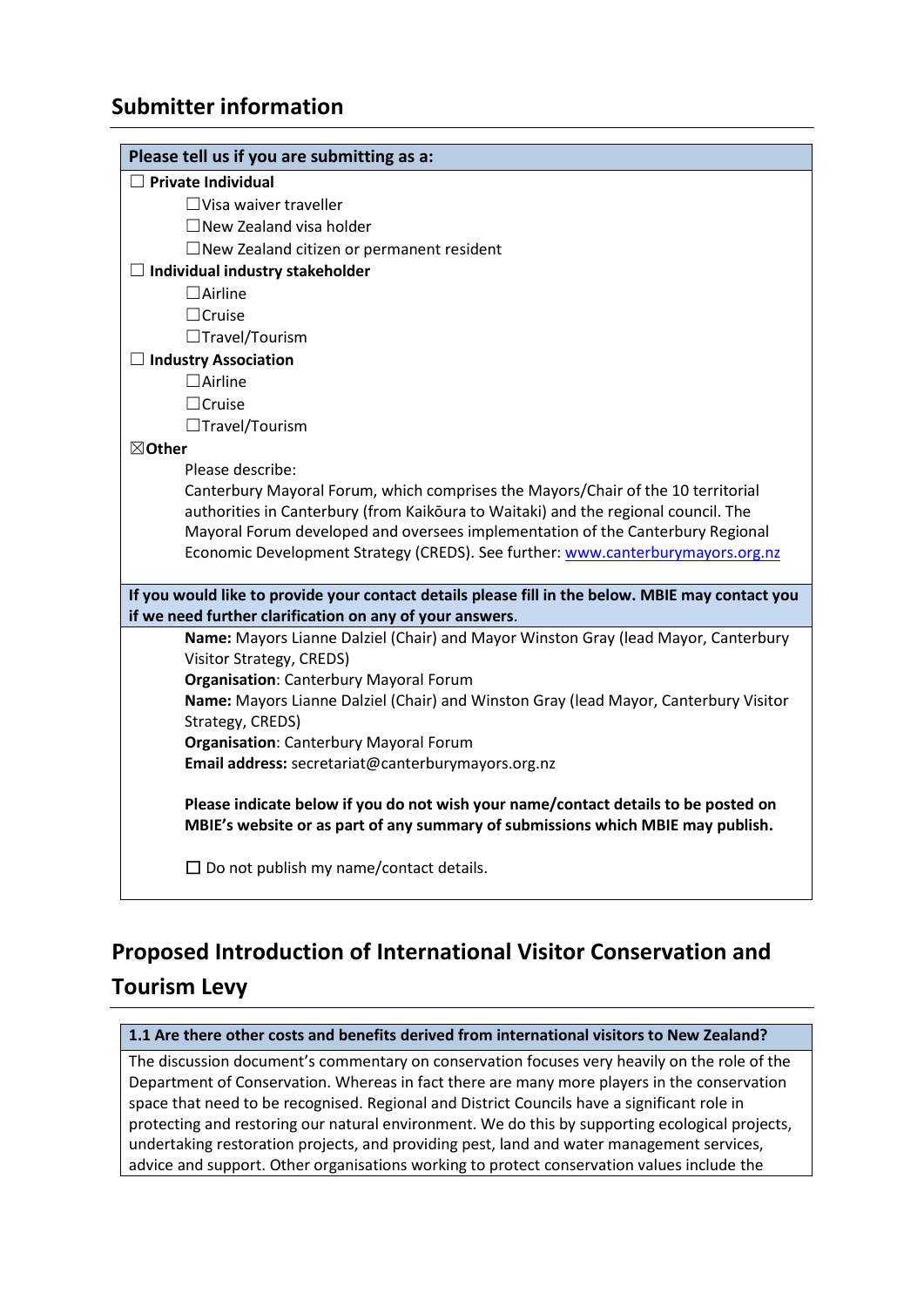## Submitter information

**Please tell us if you are submitting as a:**

☐ **Private Individual**

- ☐Visa waiver traveller
- ☐New Zealand visa holder
- ☐New Zealand citizen or permanent resident

☐ **Individual industry stakeholder**

- ☐Airline
- ☐Cruise
- ☐Travel/Tourism

☐ **Industry Association**

- ☐Airline
- ☐Cruise
- ☐Travel/Tourism

☒**Other**

Please describe:
Canterbury Mayoral Forum, which comprises the Mayors/Chair of the 10 territorial authorities in Canterbury (from Kaikōura to Waitaki) and the regional council. The Mayoral Forum developed and oversees implementation of the Canterbury Regional Economic Development Strategy (CREDS). See further: www.canterburymayors.org.nz

**If you would like to provide your contact details please fill in the below. MBIE may contact you if we need further clarification on any of your answers**.

**Name:** Mayors Lianne Dalziel (Chair) and Mayor Winston Gray (lead Mayor, Canterbury Visitor Strategy, CREDS)
**Organisation**: Canterbury Mayoral Forum
**Name:** Mayors Lianne Dalziel (Chair) and Winston Gray (lead Mayor, Canterbury Visitor Strategy, CREDS)
**Organisation**: Canterbury Mayoral Forum
**Email address:** secretariat@canterburymayors.org.nz

**Please indicate below if you do not wish your name/contact details to be posted on MBIE's website or as part of any summary of submissions which MBIE may publish.**

☐ Do not publish my name/contact details.

## Proposed Introduction of International Visitor Conservation and Tourism Levy

**1.1 Are there other costs and benefits derived from international visitors to New Zealand?**

The discussion document's commentary on conservation focuses very heavily on the role of the Department of Conservation. Whereas in fact there are many more players in the conservation space that need to be recognised. Regional and District Councils have a significant role in protecting and restoring our natural environment. We do this by supporting ecological projects, undertaking restoration projects, and providing pest, land and water management services, advice and support. Other organisations working to protect conservation values include the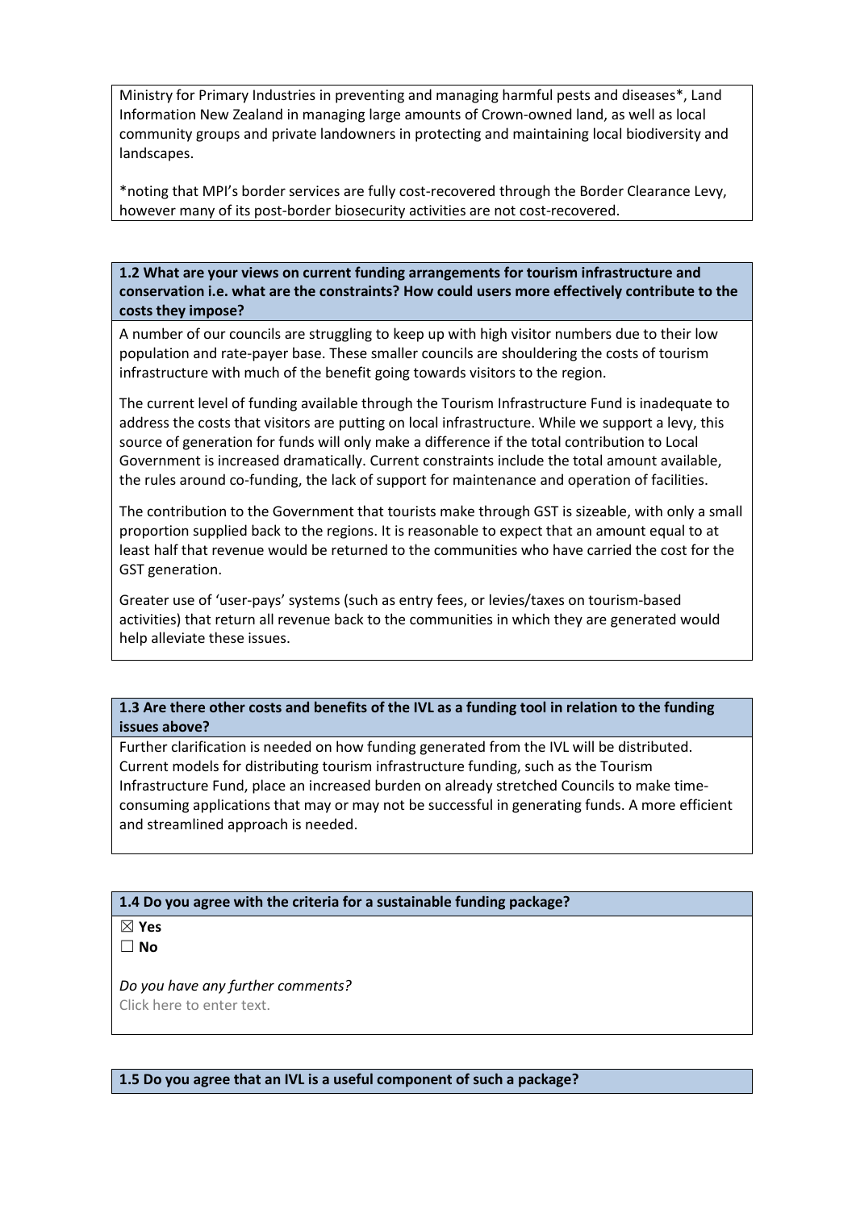Ministry for Primary Industries in preventing and managing harmful pests and diseases*, Land Information New Zealand in managing large amounts of Crown-owned land, as well as local community groups and private landowners in protecting and maintaining local biodiversity and landscapes.

*noting that MPI's border services are fully cost-recovered through the Border Clearance Levy, however many of its post-border biosecurity activities are not cost-recovered.

**1.2 What are your views on current funding arrangements for tourism infrastructure and conservation i.e. what are the constraints? How could users more effectively contribute to the costs they impose?**

A number of our councils are struggling to keep up with high visitor numbers due to their low population and rate-payer base. These smaller councils are shouldering the costs of tourism infrastructure with much of the benefit going towards visitors to the region.

The current level of funding available through the Tourism Infrastructure Fund is inadequate to address the costs that visitors are putting on local infrastructure. While we support a levy, this source of generation for funds will only make a difference if the total contribution to Local Government is increased dramatically. Current constraints include the total amount available, the rules around co-funding, the lack of support for maintenance and operation of facilities.

The contribution to the Government that tourists make through GST is sizeable, with only a small proportion supplied back to the regions. It is reasonable to expect that an amount equal to at least half that revenue would be returned to the communities who have carried the cost for the GST generation.

Greater use of 'user-pays' systems (such as entry fees, or levies/taxes on tourism-based activities) that return all revenue back to the communities in which they are generated would help alleviate these issues.

**1.3 Are there other costs and benefits of the IVL as a funding tool in relation to the funding issues above?**

Further clarification is needed on how funding generated from the IVL will be distributed. Current models for distributing tourism infrastructure funding, such as the Tourism Infrastructure Fund, place an increased burden on already stretched Councils to make time-consuming applications that may or may not be successful in generating funds. A more efficient and streamlined approach is needed.

**1.4 Do you agree with the criteria for a sustainable funding package?**

☒ **Yes**
☐ **No**

*Do you have any further comments?*
Click here to enter text.

**1.5 Do you agree that an IVL is a useful component of such a package?**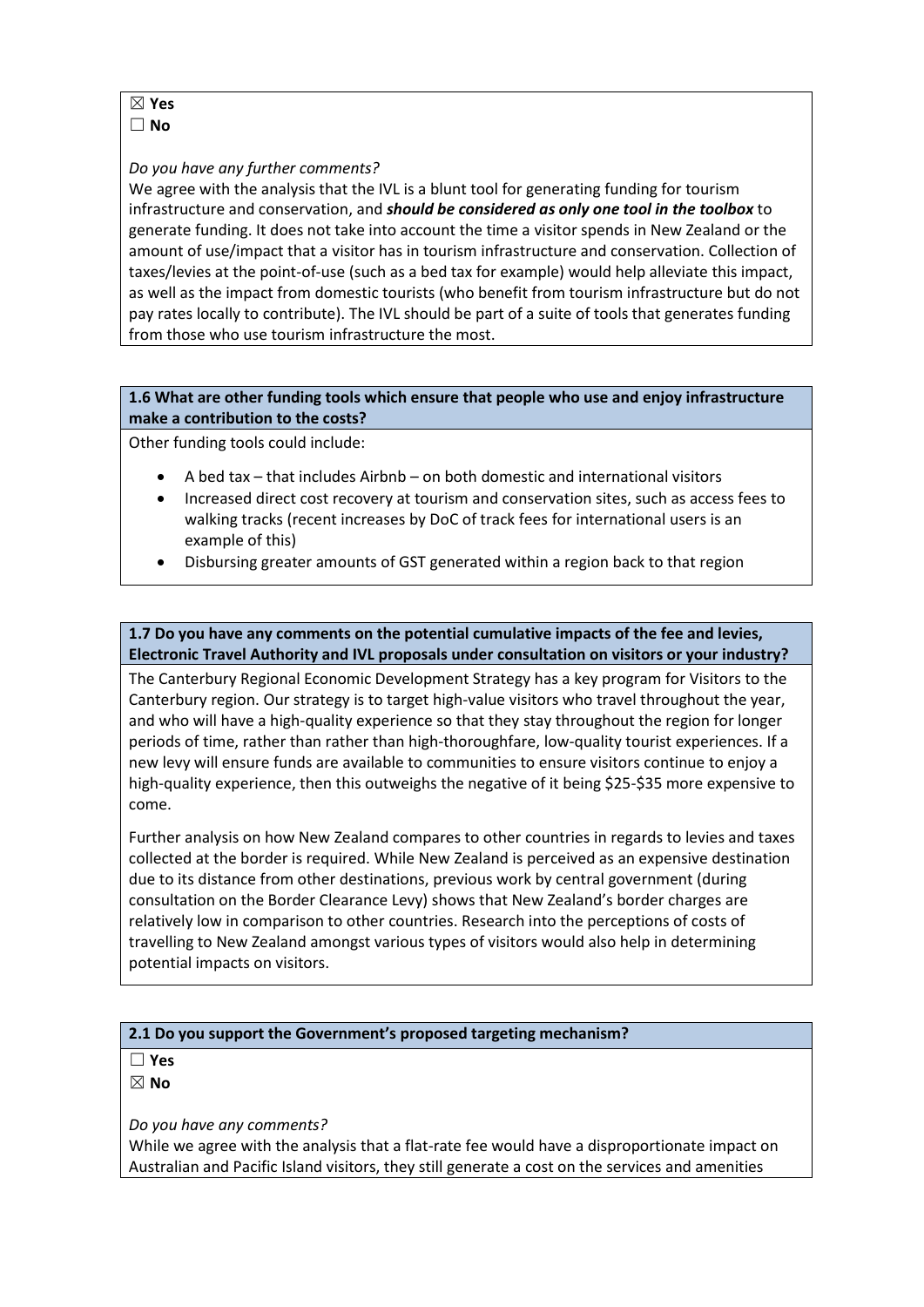☒ **Yes**
☐ **No**

*Do you have any further comments?*

We agree with the analysis that the IVL is a blunt tool for generating funding for tourism infrastructure and conservation, and ***should be considered as only one tool in the toolbox*** to generate funding. It does not take into account the time a visitor spends in New Zealand or the amount of use/impact that a visitor has in tourism infrastructure and conservation. Collection of taxes/levies at the point-of-use (such as a bed tax for example) would help alleviate this impact, as well as the impact from domestic tourists (who benefit from tourism infrastructure but do not pay rates locally to contribute). The IVL should be part of a suite of tools that generates funding from those who use tourism infrastructure the most.

**1.6 What are other funding tools which ensure that people who use and enjoy infrastructure make a contribution to the costs?**

Other funding tools could include:

- A bed tax – that includes Airbnb – on both domestic and international visitors
- Increased direct cost recovery at tourism and conservation sites, such as access fees to walking tracks (recent increases by DoC of track fees for international users is an example of this)
- Disbursing greater amounts of GST generated within a region back to that region

**1.7 Do you have any comments on the potential cumulative impacts of the fee and levies, Electronic Travel Authority and IVL proposals under consultation on visitors or your industry?**

The Canterbury Regional Economic Development Strategy has a key program for Visitors to the Canterbury region. Our strategy is to target high-value visitors who travel throughout the year, and who will have a high-quality experience so that they stay throughout the region for longer periods of time, rather than rather than high-thoroughfare, low-quality tourist experiences. If a new levy will ensure funds are available to communities to ensure visitors continue to enjoy a high-quality experience, then this outweighs the negative of it being \$25-\$35 more expensive to come.

Further analysis on how New Zealand compares to other countries in regards to levies and taxes collected at the border is required. While New Zealand is perceived as an expensive destination due to its distance from other destinations, previous work by central government (during consultation on the Border Clearance Levy) shows that New Zealand's border charges are relatively low in comparison to other countries. Research into the perceptions of costs of travelling to New Zealand amongst various types of visitors would also help in determining potential impacts on visitors.

**2.1 Do you support the Government's proposed targeting mechanism?**

☐ **Yes**
☒ **No**

*Do you have any comments?*

While we agree with the analysis that a flat-rate fee would have a disproportionate impact on Australian and Pacific Island visitors, they still generate a cost on the services and amenities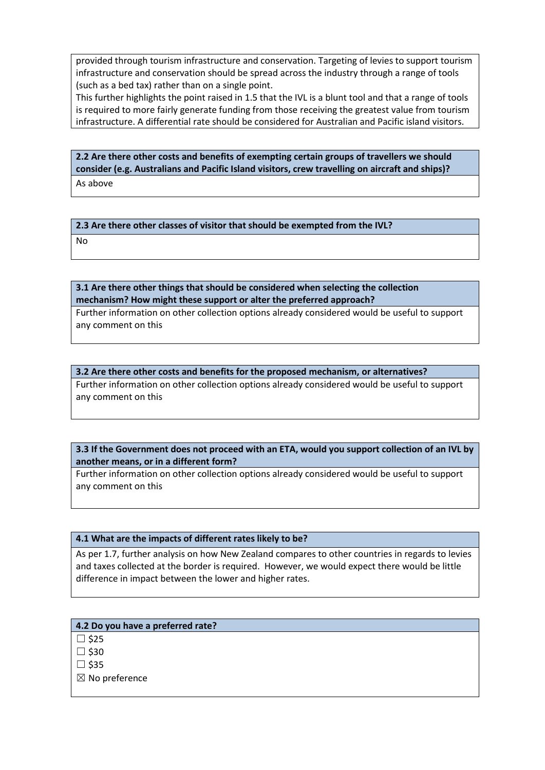provided through tourism infrastructure and conservation. Targeting of levies to support tourism infrastructure and conservation should be spread across the industry through a range of tools (such as a bed tax) rather than on a single point.
This further highlights the point raised in 1.5 that the IVL is a blunt tool and that a range of tools is required to more fairly generate funding from those receiving the greatest value from tourism infrastructure. A differential rate should be considered for Australian and Pacific island visitors.

**2.2 Are there other costs and benefits of exempting certain groups of travellers we should consider (e.g. Australians and Pacific Island visitors, crew travelling on aircraft and ships)?**

As above

**2.3 Are there other classes of visitor that should be exempted from the IVL?**

No

**3.1 Are there other things that should be considered when selecting the collection mechanism? How might these support or alter the preferred approach?**

Further information on other collection options already considered would be useful to support any comment on this

**3.2 Are there other costs and benefits for the proposed mechanism, or alternatives?**

Further information on other collection options already considered would be useful to support any comment on this

**3.3 If the Government does not proceed with an ETA, would you support collection of an IVL by another means, or in a different form?**

Further information on other collection options already considered would be useful to support any comment on this

**4.1 What are the impacts of different rates likely to be?**

As per 1.7, further analysis on how New Zealand compares to other countries in regards to levies and taxes collected at the border is required. However, we would expect there would be little difference in impact between the lower and higher rates.

**4.2 Do you have a preferred rate?**

☐ $25
☐ $30
☐ $35
☒ No preference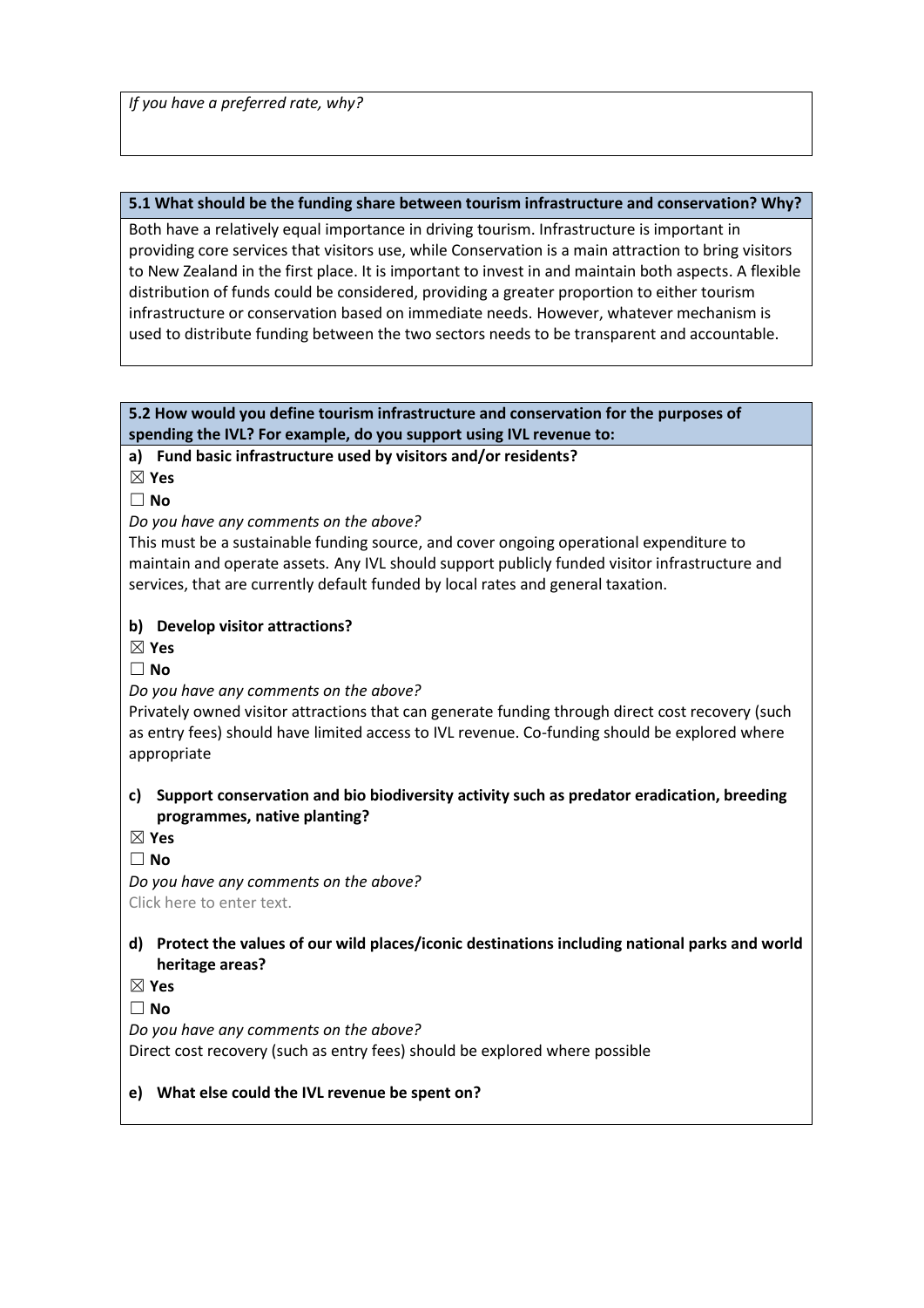*If you have a preferred rate, why?*

**5.1 What should be the funding share between tourism infrastructure and conservation? Why?**

Both have a relatively equal importance in driving tourism. Infrastructure is important in providing core services that visitors use, while Conservation is a main attraction to bring visitors to New Zealand in the first place. It is important to invest in and maintain both aspects. A flexible distribution of funds could be considered, providing a greater proportion to either tourism infrastructure or conservation based on immediate needs. However, whatever mechanism is used to distribute funding between the two sectors needs to be transparent and accountable.

**5.2 How would you define tourism infrastructure and conservation for the purposes of spending the IVL? For example, do you support using IVL revenue to:**

**a) Fund basic infrastructure used by visitors and/or residents?**

☒ **Yes**

☐ **No**

*Do you have any comments on the above?*

This must be a sustainable funding source, and cover ongoing operational expenditure to maintain and operate assets. Any IVL should support publicly funded visitor infrastructure and services, that are currently default funded by local rates and general taxation.

**b) Develop visitor attractions?**

☒ **Yes**

☐ **No**

*Do you have any comments on the above?*

Privately owned visitor attractions that can generate funding through direct cost recovery (such as entry fees) should have limited access to IVL revenue. Co-funding should be explored where appropriate

**c) Support conservation and bio biodiversity activity such as predator eradication, breeding programmes, native planting?**

☒ **Yes**

☐ **No**

*Do you have any comments on the above?*

Click here to enter text.

**d) Protect the values of our wild places/iconic destinations including national parks and world heritage areas?**

☒ **Yes**

☐ **No**

*Do you have any comments on the above?*

Direct cost recovery (such as entry fees) should be explored where possible

**e) What else could the IVL revenue be spent on?**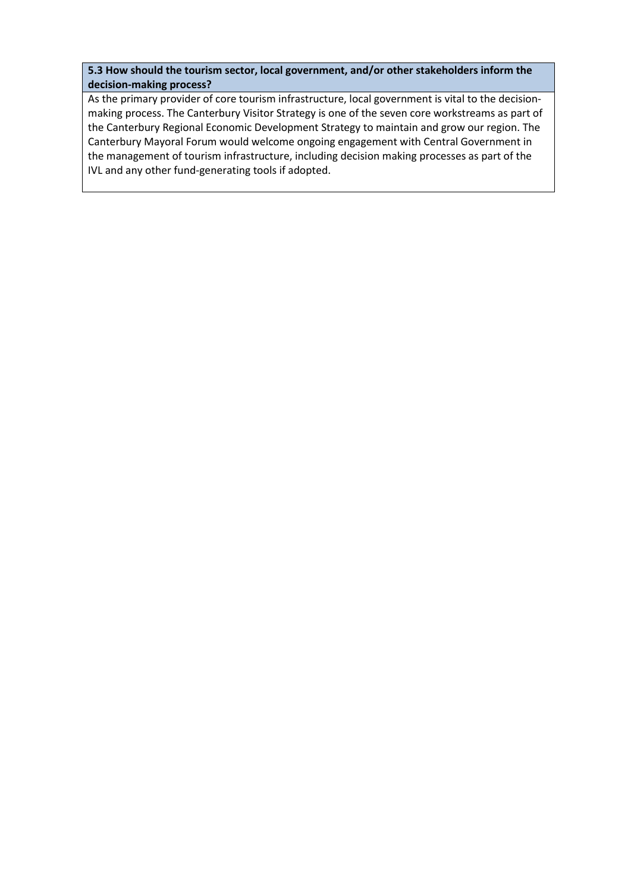**5.3 How should the tourism sector, local government, and/or other stakeholders inform the decision-making process?**

As the primary provider of core tourism infrastructure, local government is vital to the decision-making process. The Canterbury Visitor Strategy is one of the seven core workstreams as part of the Canterbury Regional Economic Development Strategy to maintain and grow our region. The Canterbury Mayoral Forum would welcome ongoing engagement with Central Government in the management of tourism infrastructure, including decision making processes as part of the IVL and any other fund-generating tools if adopted.